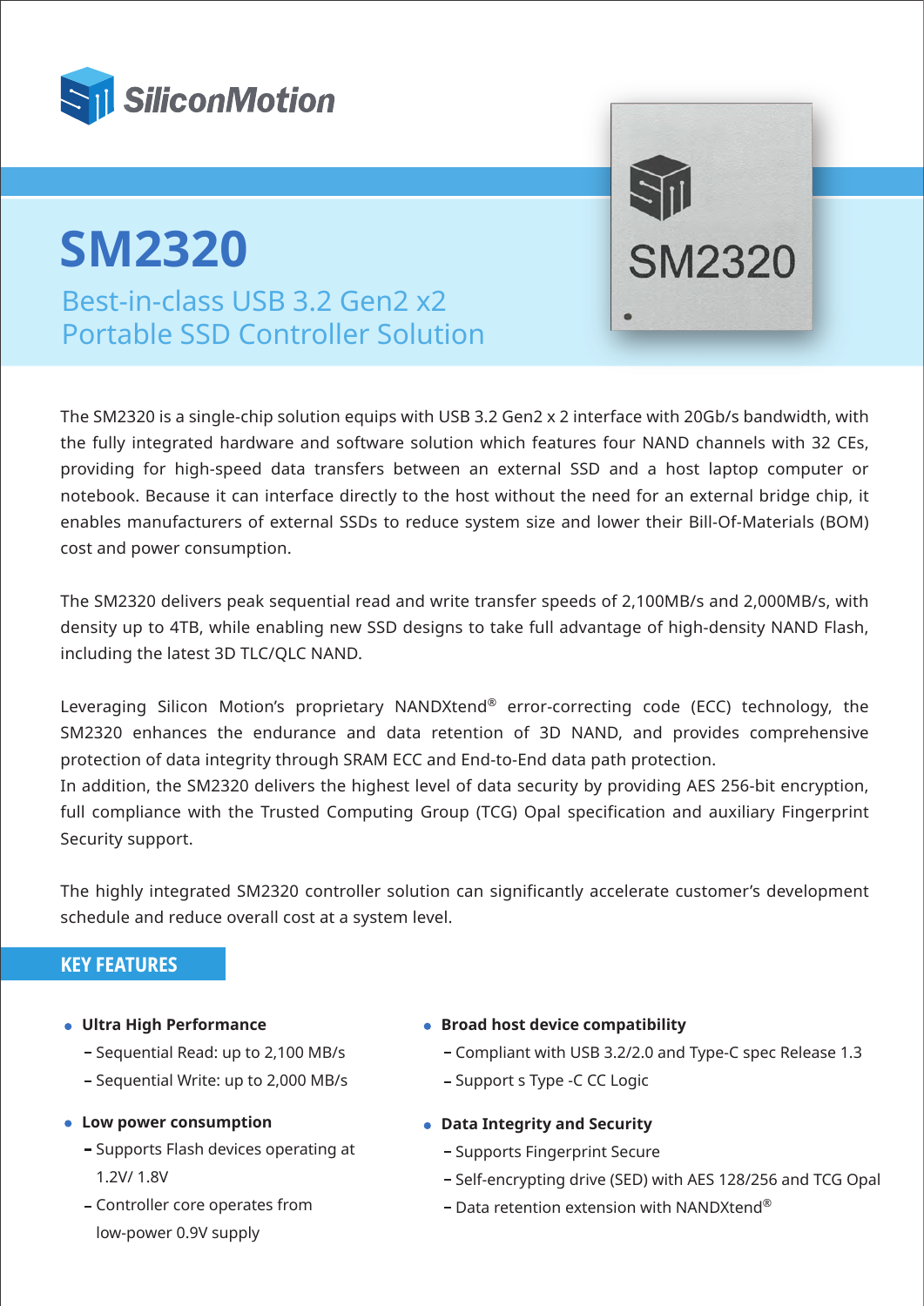# SM2320

## Best-in-class USB 3.2 Gen2 x2 Portable SSD Controller Solution

The SM2320 is a single-chip solution equips with USB 3.2 Gen2 x 2 interface with 20Gb/s bandwidth, with the fully integrated hardware and software solution which features four NAND channels with 32 CEs, providing for high-speed data transfers between an external SSD and a host laptop computer or notebook. Because it can interface directly to the host without the need for an external bridge chip, it enables manufacturers of external SSDs to reduce system size and lower their Bill-Of-Materials (BOM) cost and power consumption.

The SM2320 delivers peak sequential read and write transfer speeds of 2,100MB/s and 2,000MB/s, with density up to 4TB, while enabling new SSD designs to take full advantage of high-density NAND Flash, including the latest 3D TLC/QLC NAND.

Leveraging Silicon Motion's proprietary NANDXtend® error-correcting code (ECC) technology, the SM2320 enhances the endurance and data retention of 3D NAND, and provides comprehensive protection of data integrity through SRAM ECC and End-to-End data path protection.
In addition, the SM2320 delivers the highest level of data security by providing AES 256-bit encryption, full compliance with the Trusted Computing Group (TCG) Opal specification and auxiliary Fingerprint Security support.

The highly integrated SM2320 controller solution can significantly accelerate customer's development schedule and reduce overall cost at a system level.

## KEY FEATURES

- **Ultra High Performance**
  - Sequential Read: up to 2,100 MB/s
  - Sequential Write: up to 2,000 MB/s
- **Low power consumption**
  - Supports Flash devices operating at 1.2V/ 1.8V
  - Controller core operates from low-power 0.9V supply
- **Broad host device compatibility**
  - Compliant with USB 3.2/2.0 and Type-C spec Release 1.3
  - Support s Type -C CC Logic
- **Data Integrity and Security**
  - Supports Fingerprint Secure
  - Self-encrypting drive (SED) with AES 128/256 and TCG Opal
  - Data retention extension with NANDXtend®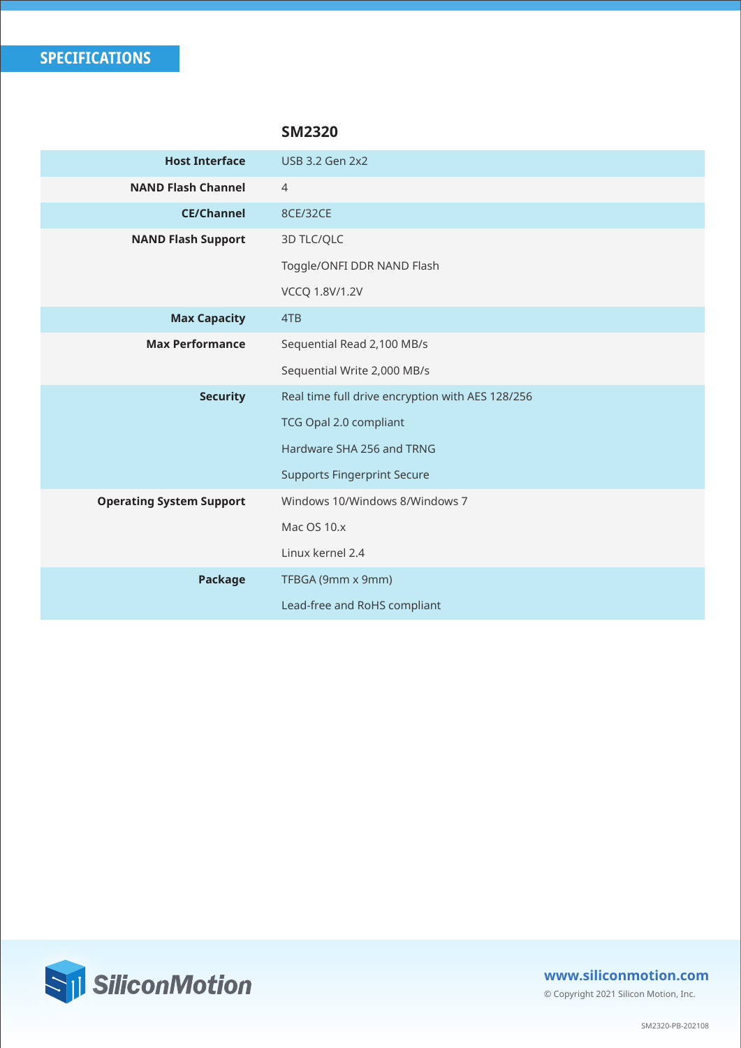## SPECIFICATIONS

| | SM2320 |
|---|---|
| **Host Interface** | USB 3.2 Gen 2x2 |
| **NAND Flash Channel** | 4 |
| **CE/Channel** | 8CE/32CE |
| **NAND Flash Support** | 3D TLC/QLC |
| | Toggle/ONFI DDR NAND Flash |
| | VCCQ 1.8V/1.2V |
| **Max Capacity** | 4TB |
| **Max Performance** | Sequential Read 2,100 MB/s |
| | Sequential Write 2,000 MB/s |
| **Security** | Real time full drive encryption with AES 128/256 |
| | TCG Opal 2.0 compliant |
| | Hardware SHA 256 and TRNG |
| | Supports Fingerprint Secure |
| **Operating System Support** | Windows 10/Windows 8/Windows 7 |
| | Mac OS 10.x |
| | Linux kernel 2.4 |
| **Package** | TFBGA (9mm x 9mm) |
| | Lead-free and RoHS compliant |

SiliconMotion

**www.siliconmotion.com**

© Copyright 2021 Silicon Motion, Inc.

SM2320-PB-202108